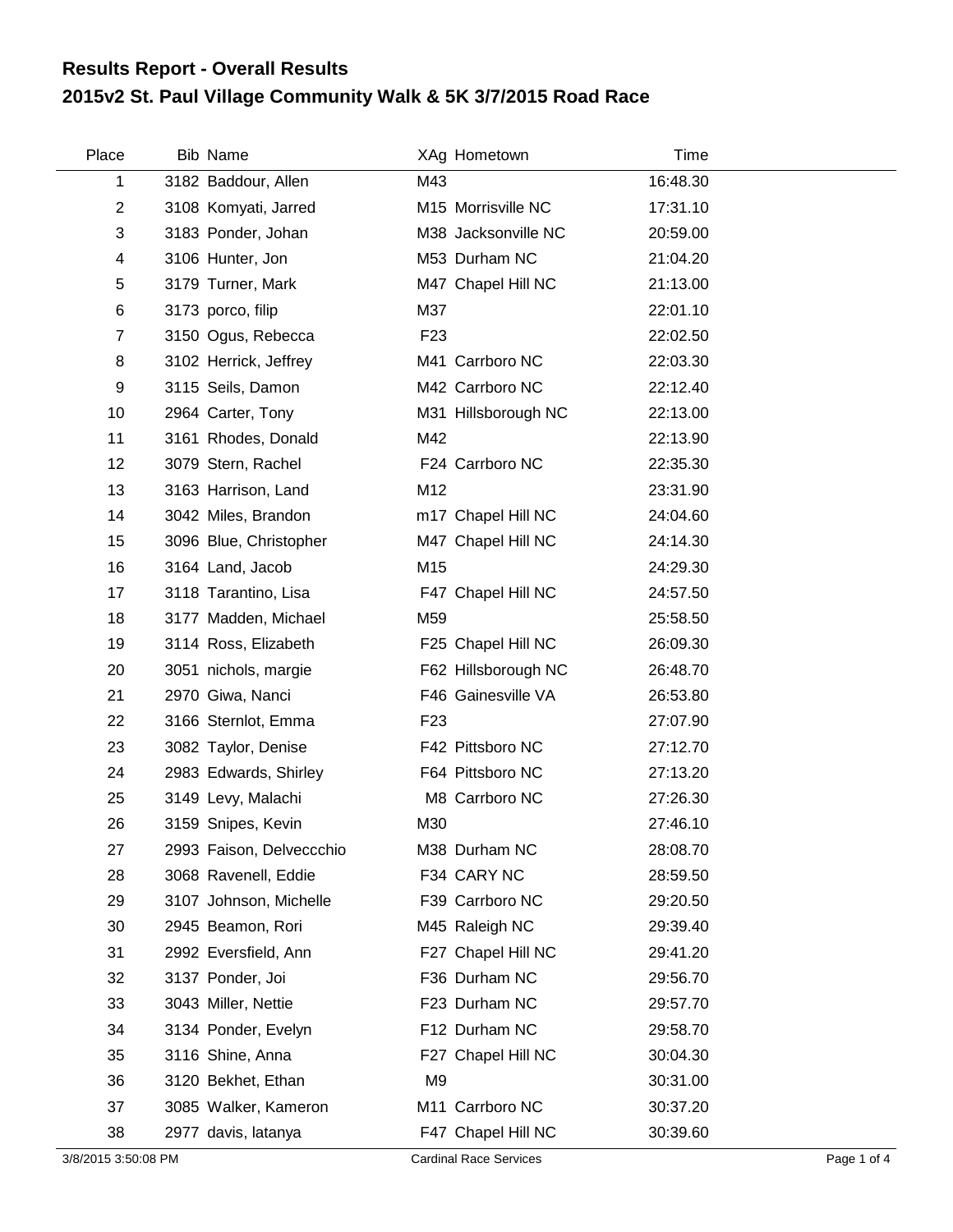# Results Report - Overall Results
## 2015v2 St. Paul Village Community Walk & 5K 3/7/2015 Road Race

| Place | Bib | Name | XAg | Hometown | Time |
|---|---|---|---|---|---|
| 1 | 3182 | Baddour, Allen | M43 | | 16:48.30 |
| 2 | 3108 | Komyati, Jarred | M15 | Morrisville NC | 17:31.10 |
| 3 | 3183 | Ponder, Johan | M38 | Jacksonville NC | 20:59.00 |
| 4 | 3106 | Hunter, Jon | M53 | Durham NC | 21:04.20 |
| 5 | 3179 | Turner, Mark | M47 | Chapel Hill NC | 21:13.00 |
| 6 | 3173 | porco, filip | M37 | | 22:01.10 |
| 7 | 3150 | Ogus, Rebecca | F23 | | 22:02.50 |
| 8 | 3102 | Herrick, Jeffrey | M41 | Carrboro NC | 22:03.30 |
| 9 | 3115 | Seils, Damon | M42 | Carrboro NC | 22:12.40 |
| 10 | 2964 | Carter, Tony | M31 | Hillsborough NC | 22:13.00 |
| 11 | 3161 | Rhodes, Donald | M42 | | 22:13.90 |
| 12 | 3079 | Stern, Rachel | F24 | Carrboro NC | 22:35.30 |
| 13 | 3163 | Harrison, Land | M12 | | 23:31.90 |
| 14 | 3042 | Miles, Brandon | m17 | Chapel Hill NC | 24:04.60 |
| 15 | 3096 | Blue, Christopher | M47 | Chapel Hill NC | 24:14.30 |
| 16 | 3164 | Land, Jacob | M15 | | 24:29.30 |
| 17 | 3118 | Tarantino, Lisa | F47 | Chapel Hill NC | 24:57.50 |
| 18 | 3177 | Madden, Michael | M59 | | 25:58.50 |
| 19 | 3114 | Ross, Elizabeth | F25 | Chapel Hill NC | 26:09.30 |
| 20 | 3051 | nichols, margie | F62 | Hillsborough NC | 26:48.70 |
| 21 | 2970 | Giwa, Nanci | F46 | Gainesville VA | 26:53.80 |
| 22 | 3166 | Sternlot, Emma | F23 | | 27:07.90 |
| 23 | 3082 | Taylor, Denise | F42 | Pittsboro NC | 27:12.70 |
| 24 | 2983 | Edwards, Shirley | F64 | Pittsboro NC | 27:13.20 |
| 25 | 3149 | Levy, Malachi | M8 | Carrboro NC | 27:26.30 |
| 26 | 3159 | Snipes, Kevin | M30 | | 27:46.10 |
| 27 | 2993 | Faison, Delveccchio | M38 | Durham NC | 28:08.70 |
| 28 | 3068 | Ravenell, Eddie | F34 | CARY NC | 28:59.50 |
| 29 | 3107 | Johnson, Michelle | F39 | Carrboro NC | 29:20.50 |
| 30 | 2945 | Beamon, Rori | M45 | Raleigh NC | 29:39.40 |
| 31 | 2992 | Eversfield, Ann | F27 | Chapel Hill NC | 29:41.20 |
| 32 | 3137 | Ponder, Joi | F36 | Durham NC | 29:56.70 |
| 33 | 3043 | Miller, Nettie | F23 | Durham NC | 29:57.70 |
| 34 | 3134 | Ponder, Evelyn | F12 | Durham NC | 29:58.70 |
| 35 | 3116 | Shine, Anna | F27 | Chapel Hill NC | 30:04.30 |
| 36 | 3120 | Bekhet, Ethan | M9 | | 30:31.00 |
| 37 | 3085 | Walker, Kameron | M11 | Carrboro NC | 30:37.20 |
| 38 | 2977 | davis, latanya | F47 | Chapel Hill NC | 30:39.60 |

3/8/2015 3:50:08 PM Cardinal Race Services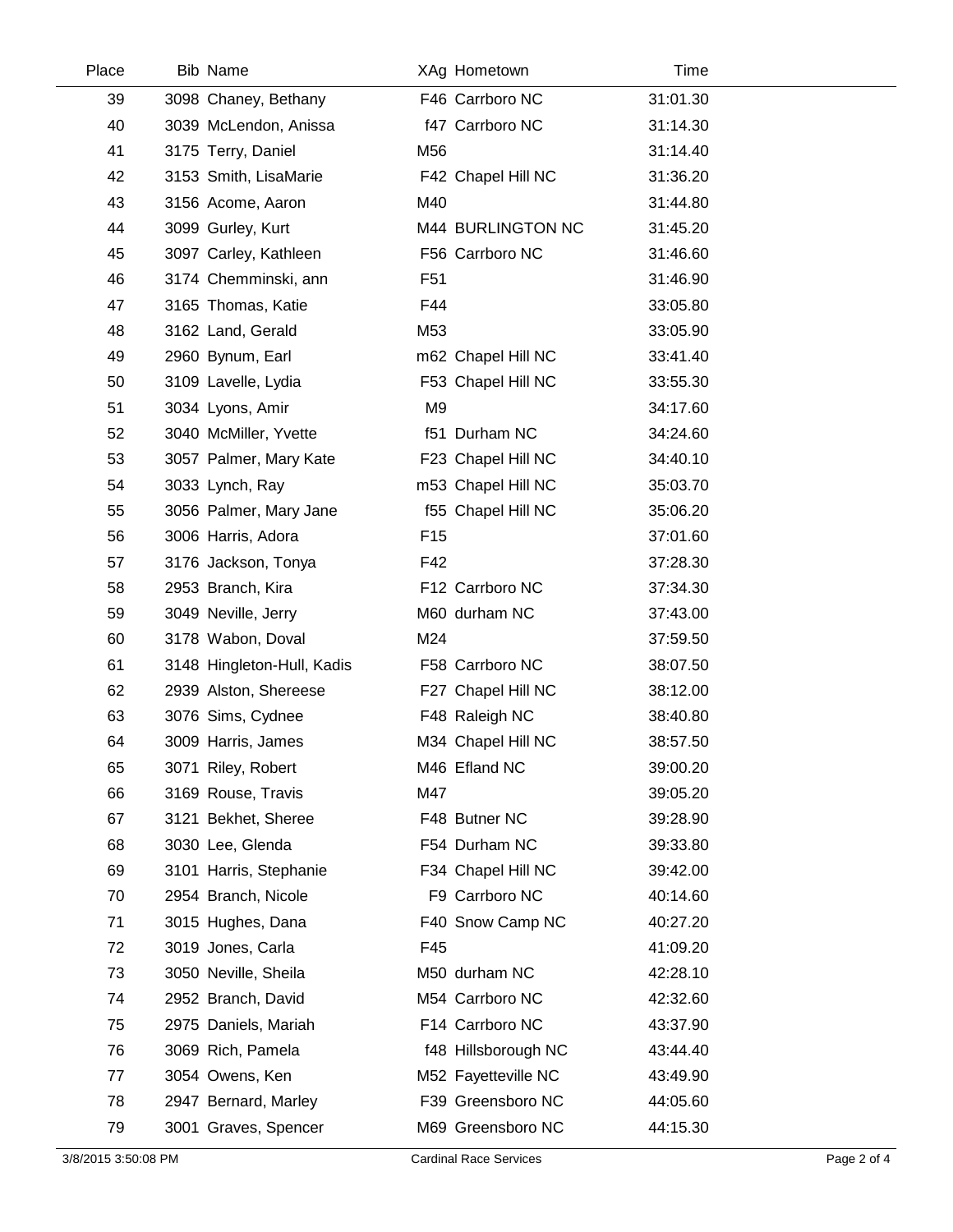| Place | Bib | Name | XAg | Hometown | Time |
|---|---|---|---|---|---|
| 39 | 3098 | Chaney, Bethany | F46 | Carrboro NC | 31:01.30 |
| 40 | 3039 | McLendon, Anissa | f47 | Carrboro NC | 31:14.30 |
| 41 | 3175 | Terry, Daniel | M56 | | 31:14.40 |
| 42 | 3153 | Smith, LisaMarie | F42 | Chapel Hill NC | 31:36.20 |
| 43 | 3156 | Acome, Aaron | M40 | | 31:44.80 |
| 44 | 3099 | Gurley, Kurt | M44 | BURLINGTON NC | 31:45.20 |
| 45 | 3097 | Carley, Kathleen | F56 | Carrboro NC | 31:46.60 |
| 46 | 3174 | Chemminski, ann | F51 | | 31:46.90 |
| 47 | 3165 | Thomas, Katie | F44 | | 33:05.80 |
| 48 | 3162 | Land, Gerald | M53 | | 33:05.90 |
| 49 | 2960 | Bynum, Earl | m62 | Chapel Hill NC | 33:41.40 |
| 50 | 3109 | Lavelle, Lydia | F53 | Chapel Hill NC | 33:55.30 |
| 51 | 3034 | Lyons, Amir | M9 | | 34:17.60 |
| 52 | 3040 | McMiller, Yvette | f51 | Durham NC | 34:24.60 |
| 53 | 3057 | Palmer, Mary Kate | F23 | Chapel Hill NC | 34:40.10 |
| 54 | 3033 | Lynch, Ray | m53 | Chapel Hill NC | 35:03.70 |
| 55 | 3056 | Palmer, Mary Jane | f55 | Chapel Hill NC | 35:06.20 |
| 56 | 3006 | Harris, Adora | F15 | | 37:01.60 |
| 57 | 3176 | Jackson, Tonya | F42 | | 37:28.30 |
| 58 | 2953 | Branch, Kira | F12 | Carrboro NC | 37:34.30 |
| 59 | 3049 | Neville, Jerry | M60 | durham NC | 37:43.00 |
| 60 | 3178 | Wabon, Doval | M24 | | 37:59.50 |
| 61 | 3148 | Hingleton-Hull, Kadis | F58 | Carrboro NC | 38:07.50 |
| 62 | 2939 | Alston, Shereese | F27 | Chapel Hill NC | 38:12.00 |
| 63 | 3076 | Sims, Cydnee | F48 | Raleigh NC | 38:40.80 |
| 64 | 3009 | Harris, James | M34 | Chapel Hill NC | 38:57.50 |
| 65 | 3071 | Riley, Robert | M46 | Efland NC | 39:00.20 |
| 66 | 3169 | Rouse, Travis | M47 | | 39:05.20 |
| 67 | 3121 | Bekhet, Sheree | F48 | Butner NC | 39:28.90 |
| 68 | 3030 | Lee, Glenda | F54 | Durham NC | 39:33.80 |
| 69 | 3101 | Harris, Stephanie | F34 | Chapel Hill NC | 39:42.00 |
| 70 | 2954 | Branch, Nicole | F9 | Carrboro NC | 40:14.60 |
| 71 | 3015 | Hughes, Dana | F40 | Snow Camp NC | 40:27.20 |
| 72 | 3019 | Jones, Carla | F45 | | 41:09.20 |
| 73 | 3050 | Neville, Sheila | M50 | durham NC | 42:28.10 |
| 74 | 2952 | Branch, David | M54 | Carrboro NC | 42:32.60 |
| 75 | 2975 | Daniels, Mariah | F14 | Carrboro NC | 43:37.90 |
| 76 | 3069 | Rich, Pamela | f48 | Hillsborough NC | 43:44.40 |
| 77 | 3054 | Owens, Ken | M52 | Fayetteville NC | 43:49.90 |
| 78 | 2947 | Bernard, Marley | F39 | Greensboro NC | 44:05.60 |
| 79 | 3001 | Graves, Spencer | M69 | Greensboro NC | 44:15.30 |

3/8/2015 3:50:08 PM — Cardinal Race Services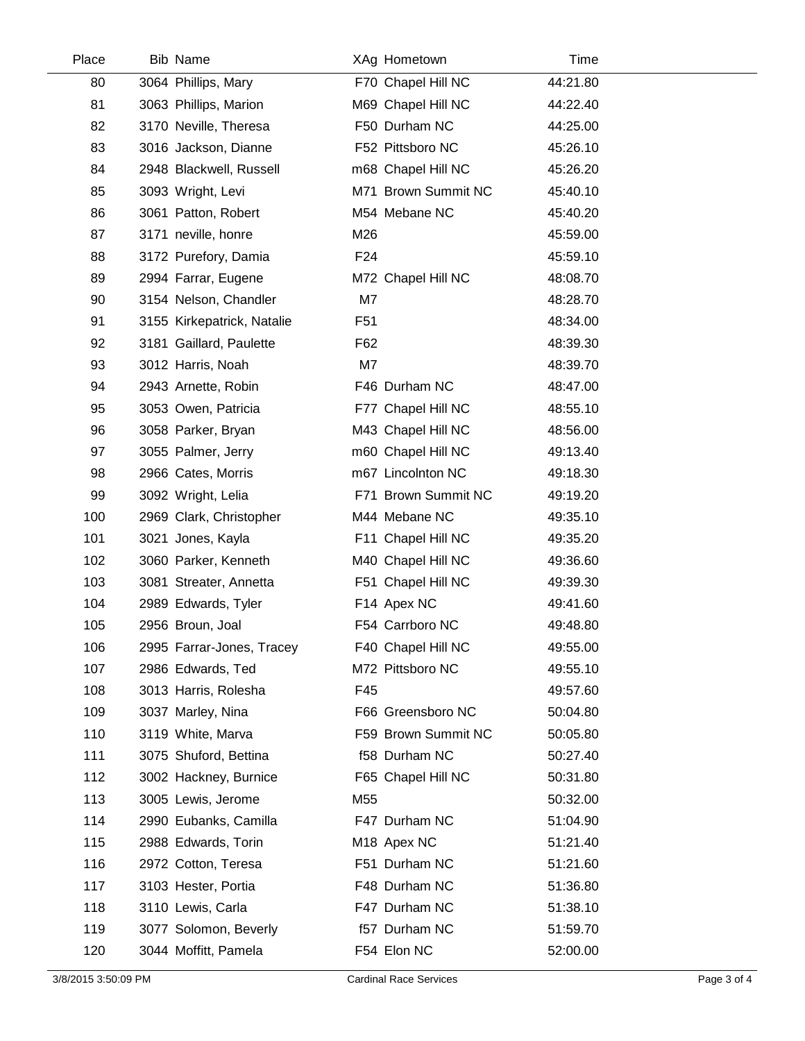| Place | Bib | Name | XAg | Hometown | Time |
|---|---|---|---|---|---|
| 80 | 3064 | Phillips, Mary | F70 | Chapel Hill NC | 44:21.80 |
| 81 | 3063 | Phillips, Marion | M69 | Chapel Hill NC | 44:22.40 |
| 82 | 3170 | Neville, Theresa | F50 | Durham NC | 44:25.00 |
| 83 | 3016 | Jackson, Dianne | F52 | Pittsboro NC | 45:26.10 |
| 84 | 2948 | Blackwell, Russell | m68 | Chapel Hill NC | 45:26.20 |
| 85 | 3093 | Wright, Levi | M71 | Brown Summit NC | 45:40.10 |
| 86 | 3061 | Patton, Robert | M54 | Mebane NC | 45:40.20 |
| 87 | 3171 | neville, honre | M26 | | 45:59.00 |
| 88 | 3172 | Purefory, Damia | F24 | | 45:59.10 |
| 89 | 2994 | Farrar, Eugene | M72 | Chapel Hill NC | 48:08.70 |
| 90 | 3154 | Nelson, Chandler | M7 | | 48:28.70 |
| 91 | 3155 | Kirkepatrick, Natalie | F51 | | 48:34.00 |
| 92 | 3181 | Gaillard, Paulette | F62 | | 48:39.30 |
| 93 | 3012 | Harris, Noah | M7 | | 48:39.70 |
| 94 | 2943 | Arnette, Robin | F46 | Durham NC | 48:47.00 |
| 95 | 3053 | Owen, Patricia | F77 | Chapel Hill NC | 48:55.10 |
| 96 | 3058 | Parker, Bryan | M43 | Chapel Hill NC | 48:56.00 |
| 97 | 3055 | Palmer, Jerry | m60 | Chapel Hill NC | 49:13.40 |
| 98 | 2966 | Cates, Morris | m67 | Lincolnton NC | 49:18.30 |
| 99 | 3092 | Wright, Lelia | F71 | Brown Summit NC | 49:19.20 |
| 100 | 2969 | Clark, Christopher | M44 | Mebane NC | 49:35.10 |
| 101 | 3021 | Jones, Kayla | F11 | Chapel Hill NC | 49:35.20 |
| 102 | 3060 | Parker, Kenneth | M40 | Chapel Hill NC | 49:36.60 |
| 103 | 3081 | Streater, Annetta | F51 | Chapel Hill NC | 49:39.30 |
| 104 | 2989 | Edwards, Tyler | F14 | Apex NC | 49:41.60 |
| 105 | 2956 | Broun, Joal | F54 | Carrboro NC | 49:48.80 |
| 106 | 2995 | Farrar-Jones, Tracey | F40 | Chapel Hill NC | 49:55.00 |
| 107 | 2986 | Edwards, Ted | M72 | Pittsboro NC | 49:55.10 |
| 108 | 3013 | Harris, Rolesha | F45 | | 49:57.60 |
| 109 | 3037 | Marley, Nina | F66 | Greensboro NC | 50:04.80 |
| 110 | 3119 | White, Marva | F59 | Brown Summit NC | 50:05.80 |
| 111 | 3075 | Shuford, Bettina | f58 | Durham NC | 50:27.40 |
| 112 | 3002 | Hackney, Burnice | F65 | Chapel Hill NC | 50:31.80 |
| 113 | 3005 | Lewis, Jerome | M55 | | 50:32.00 |
| 114 | 2990 | Eubanks, Camilla | F47 | Durham NC | 51:04.90 |
| 115 | 2988 | Edwards, Torin | M18 | Apex NC | 51:21.40 |
| 116 | 2972 | Cotton, Teresa | F51 | Durham NC | 51:21.60 |
| 117 | 3103 | Hester, Portia | F48 | Durham NC | 51:36.80 |
| 118 | 3110 | Lewis, Carla | F47 | Durham NC | 51:38.10 |
| 119 | 3077 | Solomon, Beverly | f57 | Durham NC | 51:59.70 |
| 120 | 3044 | Moffitt, Pamela | F54 | Elon NC | 52:00.00 |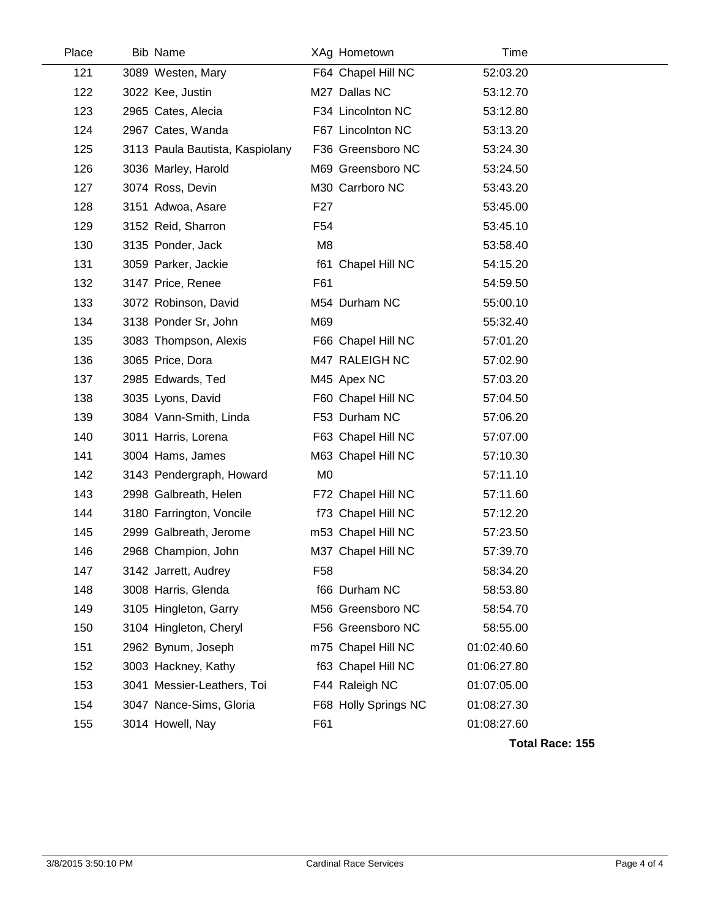| Place | Bib | Name | XAg | Hometown | Time |
|---|---|---|---|---|---|
| 121 | 3089 | Westen, Mary | F64 | Chapel Hill NC | 52:03.20 |
| 122 | 3022 | Kee, Justin | M27 | Dallas NC | 53:12.70 |
| 123 | 2965 | Cates, Alecia | F34 | Lincolnton NC | 53:12.80 |
| 124 | 2967 | Cates, Wanda | F67 | Lincolnton NC | 53:13.20 |
| 125 | 3113 | Paula Bautista, Kaspiolany | F36 | Greensboro NC | 53:24.30 |
| 126 | 3036 | Marley, Harold | M69 | Greensboro NC | 53:24.50 |
| 127 | 3074 | Ross, Devin | M30 | Carrboro NC | 53:43.20 |
| 128 | 3151 | Adwoa, Asare | F27 | | 53:45.00 |
| 129 | 3152 | Reid, Sharron | F54 | | 53:45.10 |
| 130 | 3135 | Ponder, Jack | M8 | | 53:58.40 |
| 131 | 3059 | Parker, Jackie | f61 | Chapel Hill NC | 54:15.20 |
| 132 | 3147 | Price, Renee | F61 | | 54:59.50 |
| 133 | 3072 | Robinson, David | M54 | Durham NC | 55:00.10 |
| 134 | 3138 | Ponder Sr, John | M69 | | 55:32.40 |
| 135 | 3083 | Thompson, Alexis | F66 | Chapel Hill NC | 57:01.20 |
| 136 | 3065 | Price, Dora | M47 | RALEIGH NC | 57:02.90 |
| 137 | 2985 | Edwards, Ted | M45 | Apex NC | 57:03.20 |
| 138 | 3035 | Lyons, David | F60 | Chapel Hill NC | 57:04.50 |
| 139 | 3084 | Vann-Smith, Linda | F53 | Durham NC | 57:06.20 |
| 140 | 3011 | Harris, Lorena | F63 | Chapel Hill NC | 57:07.00 |
| 141 | 3004 | Hams, James | M63 | Chapel Hill NC | 57:10.30 |
| 142 | 3143 | Pendergraph, Howard | M0 | | 57:11.10 |
| 143 | 2998 | Galbreath, Helen | F72 | Chapel Hill NC | 57:11.60 |
| 144 | 3180 | Farrington, Voncile | f73 | Chapel Hill NC | 57:12.20 |
| 145 | 2999 | Galbreath, Jerome | m53 | Chapel Hill NC | 57:23.50 |
| 146 | 2968 | Champion, John | M37 | Chapel Hill NC | 57:39.70 |
| 147 | 3142 | Jarrett, Audrey | F58 | | 58:34.20 |
| 148 | 3008 | Harris, Glenda | f66 | Durham NC | 58:53.80 |
| 149 | 3105 | Hingleton, Garry | M56 | Greensboro NC | 58:54.70 |
| 150 | 3104 | Hingleton, Cheryl | F56 | Greensboro NC | 58:55.00 |
| 151 | 2962 | Bynum, Joseph | m75 | Chapel Hill NC | 01:02:40.60 |
| 152 | 3003 | Hackney, Kathy | f63 | Chapel Hill NC | 01:06:27.80 |
| 153 | 3041 | Messier-Leathers, Toi | F44 | Raleigh NC | 01:07:05.00 |
| 154 | 3047 | Nance-Sims, Gloria | F68 | Holly Springs NC | 01:08:27.30 |
| 155 | 3014 | Howell, Nay | F61 | | 01:08:27.60 |

**Total Race: 155**